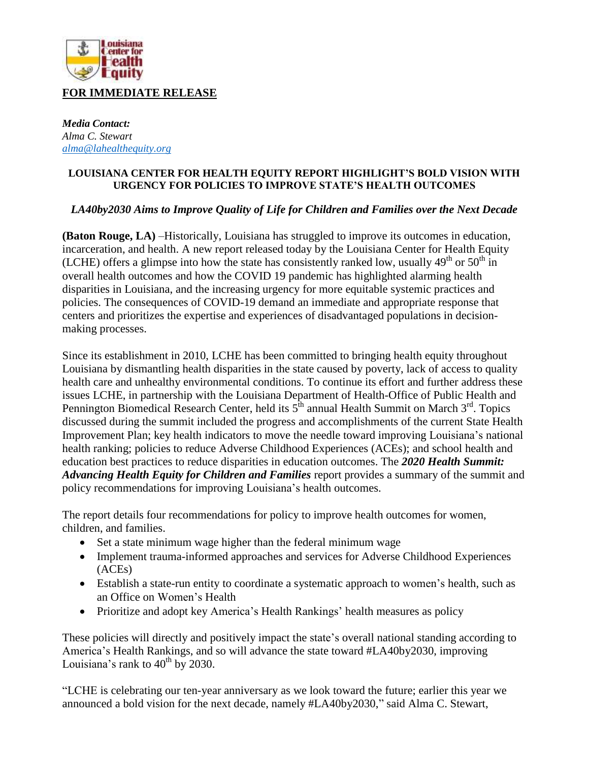**FOR IMMEDIATE RELEASE**

***Media Contact:***
*Alma C. Stewart*
*alma@lahealthequity.org*

**LOUISIANA CENTER FOR HEALTH EQUITY REPORT HIGHLIGHT'S BOLD VISION WITH URGENCY FOR POLICIES TO IMPROVE STATE'S HEALTH OUTCOMES**

***LA40by2030 Aims to Improve Quality of Life for Children and Families over the Next Decade***

**(Baton Rouge, LA)** –Historically, Louisiana has struggled to improve its outcomes in education, incarceration, and health. A new report released today by the Louisiana Center for Health Equity (LCHE) offers a glimpse into how the state has consistently ranked low, usually 49th or 50th in overall health outcomes and how the COVID 19 pandemic has highlighted alarming health disparities in Louisiana, and the increasing urgency for more equitable systemic practices and policies. The consequences of COVID-19 demand an immediate and appropriate response that centers and prioritizes the expertise and experiences of disadvantaged populations in decision-making processes.

Since its establishment in 2010, LCHE has been committed to bringing health equity throughout Louisiana by dismantling health disparities in the state caused by poverty, lack of access to quality health care and unhealthy environmental conditions. To continue its effort and further address these issues LCHE, in partnership with the Louisiana Department of Health-Office of Public Health and Pennington Biomedical Research Center, held its 5th annual Health Summit on March 3rd. Topics discussed during the summit included the progress and accomplishments of the current State Health Improvement Plan; key health indicators to move the needle toward improving Louisiana's national health ranking; policies to reduce Adverse Childhood Experiences (ACEs); and school health and education best practices to reduce disparities in education outcomes. The ***2020 Health Summit: Advancing Health Equity for Children and Families*** report provides a summary of the summit and policy recommendations for improving Louisiana's health outcomes.

The report details four recommendations for policy to improve health outcomes for women, children, and families.

- Set a state minimum wage higher than the federal minimum wage
- Implement trauma-informed approaches and services for Adverse Childhood Experiences (ACEs)
- Establish a state-run entity to coordinate a systematic approach to women's health, such as an Office on Women's Health
- Prioritize and adopt key America's Health Rankings' health measures as policy

These policies will directly and positively impact the state's overall national standing according to America's Health Rankings, and so will advance the state toward #LA40by2030, improving Louisiana's rank to 40th by 2030.

"LCHE is celebrating our ten-year anniversary as we look toward the future; earlier this year we announced a bold vision for the next decade, namely #LA40by2030," said Alma C. Stewart,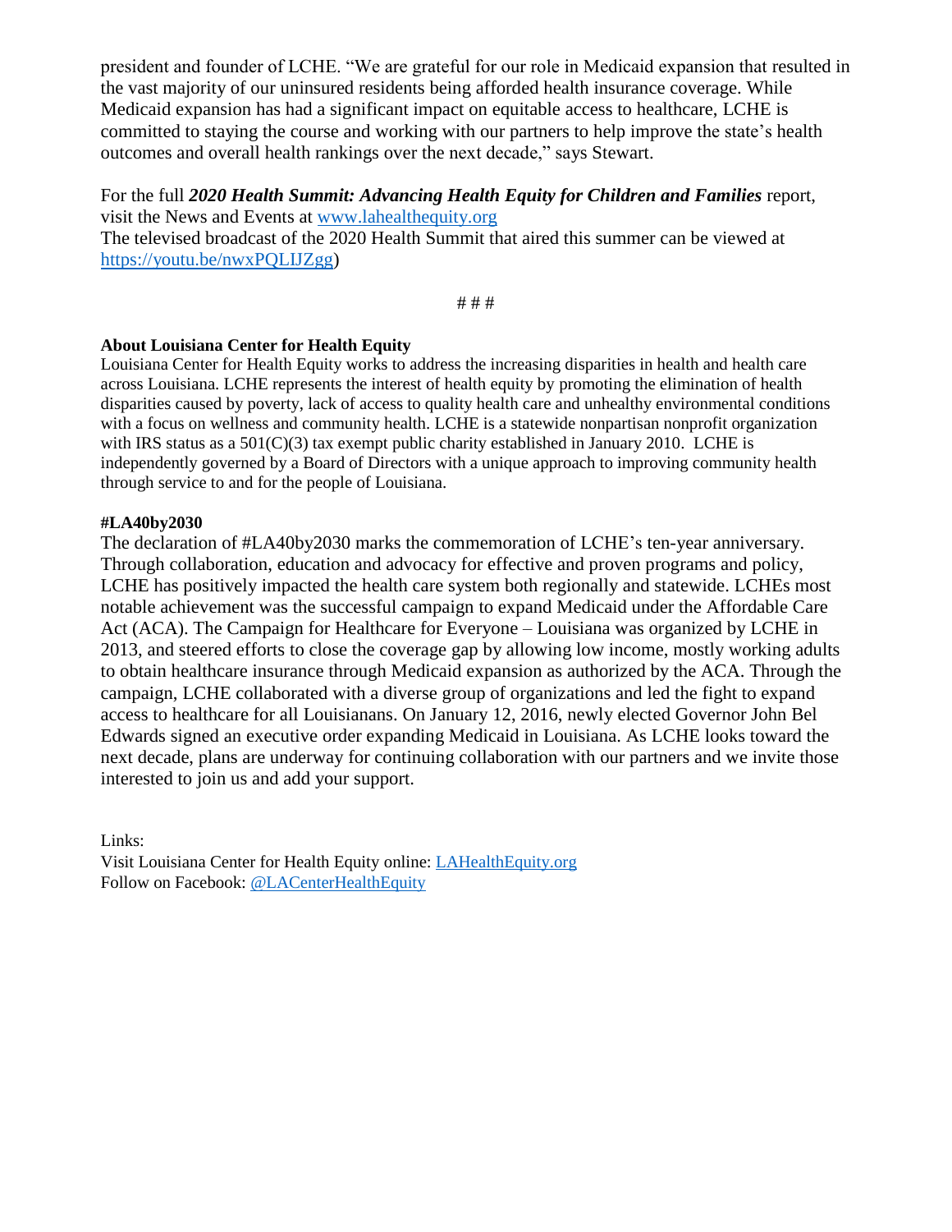president and founder of LCHE. "We are grateful for our role in Medicaid expansion that resulted in the vast majority of our uninsured residents being afforded health insurance coverage. While Medicaid expansion has had a significant impact on equitable access to healthcare, LCHE is committed to staying the course and working with our partners to help improve the state's health outcomes and overall health rankings over the next decade," says Stewart.

For the full ***2020 Health Summit: Advancing Health Equity for Children and Families*** report, visit the News and Events at [www.lahealthequity.org](www.lahealthequity.org)
The televised broadcast of the 2020 Health Summit that aired this summer can be viewed at [https://youtu.be/nwxPQLIJZgg](https://youtu.be/nwxPQLIJZgg))

# # #

**About Louisiana Center for Health Equity**

Louisiana Center for Health Equity works to address the increasing disparities in health and health care across Louisiana. LCHE represents the interest of health equity by promoting the elimination of health disparities caused by poverty, lack of access to quality health care and unhealthy environmental conditions with a focus on wellness and community health. LCHE is a statewide nonpartisan nonprofit organization with IRS status as a 501(C)(3) tax exempt public charity established in January 2010. LCHE is independently governed by a Board of Directors with a unique approach to improving community health through service to and for the people of Louisiana.

**#LA40by2030**

The declaration of #LA40by2030 marks the commemoration of LCHE's ten-year anniversary. Through collaboration, education and advocacy for effective and proven programs and policy, LCHE has positively impacted the health care system both regionally and statewide. LCHEs most notable achievement was the successful campaign to expand Medicaid under the Affordable Care Act (ACA). The Campaign for Healthcare for Everyone – Louisiana was organized by LCHE in 2013, and steered efforts to close the coverage gap by allowing low income, mostly working adults to obtain healthcare insurance through Medicaid expansion as authorized by the ACA. Through the campaign, LCHE collaborated with a diverse group of organizations and led the fight to expand access to healthcare for all Louisianans. On January 12, 2016, newly elected Governor John Bel Edwards signed an executive order expanding Medicaid in Louisiana. As LCHE looks toward the next decade, plans are underway for continuing collaboration with our partners and we invite those interested to join us and add your support.

Links:
Visit Louisiana Center for Health Equity online: [LAHealthEquity.org](LAHealthEquity.org)
Follow on Facebook: [@LACenterHealthEquity](@LACenterHealthEquity)